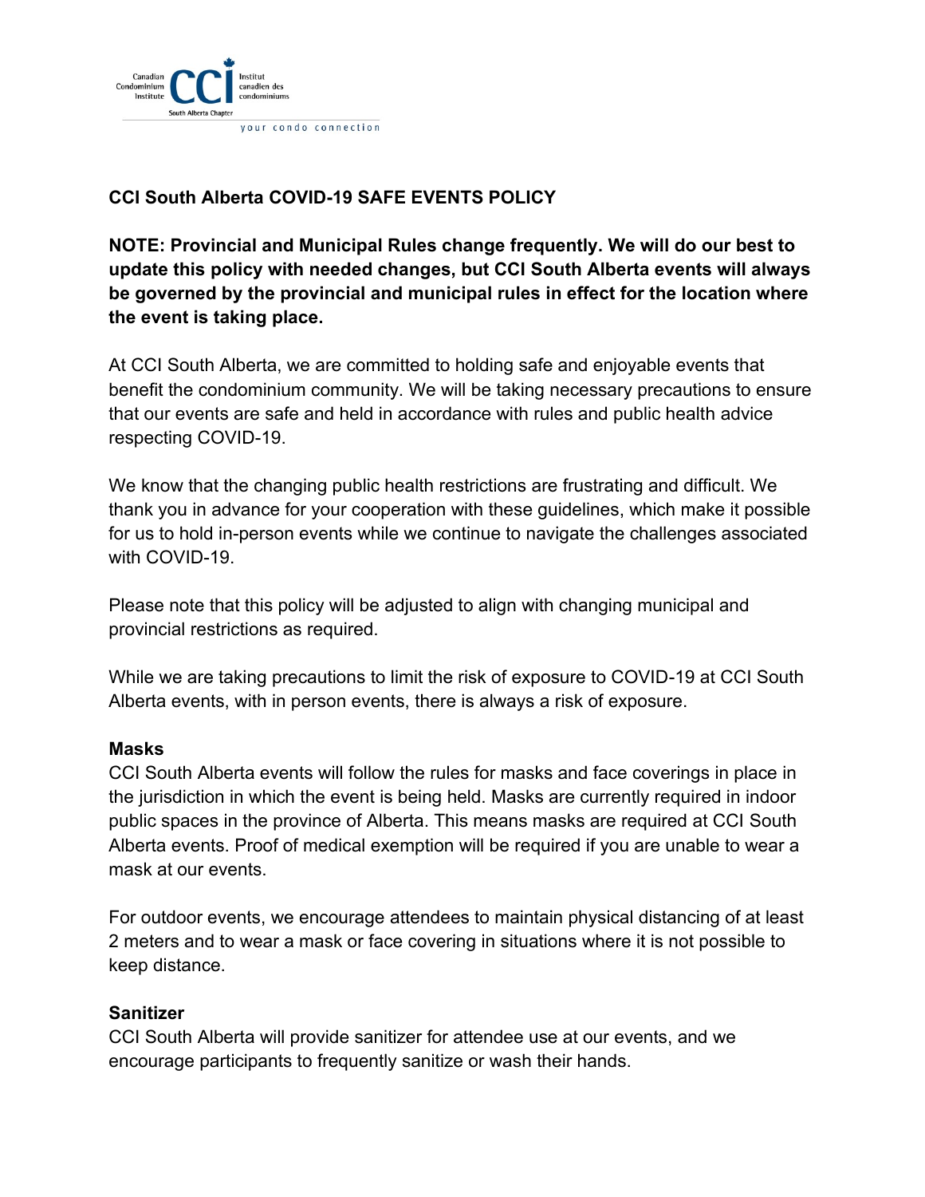**CCI South Alberta COVID-19 SAFE EVENTS POLICY**

**NOTE: Provincial and Municipal Rules change frequently. We will do our best to update this policy with needed changes, but CCI South Alberta events will always be governed by the provincial and municipal rules in effect for the location where the event is taking place.**

At CCI South Alberta, we are committed to holding safe and enjoyable events that benefit the condominium community. We will be taking necessary precautions to ensure that our events are safe and held in accordance with rules and public health advice respecting COVID-19.

We know that the changing public health restrictions are frustrating and difficult. We thank you in advance for your cooperation with these guidelines, which make it possible for us to hold in-person events while we continue to navigate the challenges associated with COVID-19.

Please note that this policy will be adjusted to align with changing municipal and provincial restrictions as required.

While we are taking precautions to limit the risk of exposure to COVID-19 at CCI South Alberta events, with in person events, there is always a risk of exposure.

**Masks**

CCI South Alberta events will follow the rules for masks and face coverings in place in the jurisdiction in which the event is being held. Masks are currently required in indoor public spaces in the province of Alberta. This means masks are required at CCI South Alberta events. Proof of medical exemption will be required if you are unable to wear a mask at our events.

For outdoor events, we encourage attendees to maintain physical distancing of at least 2 meters and to wear a mask or face covering in situations where it is not possible to keep distance.

**Sanitizer**

CCI South Alberta will provide sanitizer for attendee use at our events, and we encourage participants to frequently sanitize or wash their hands.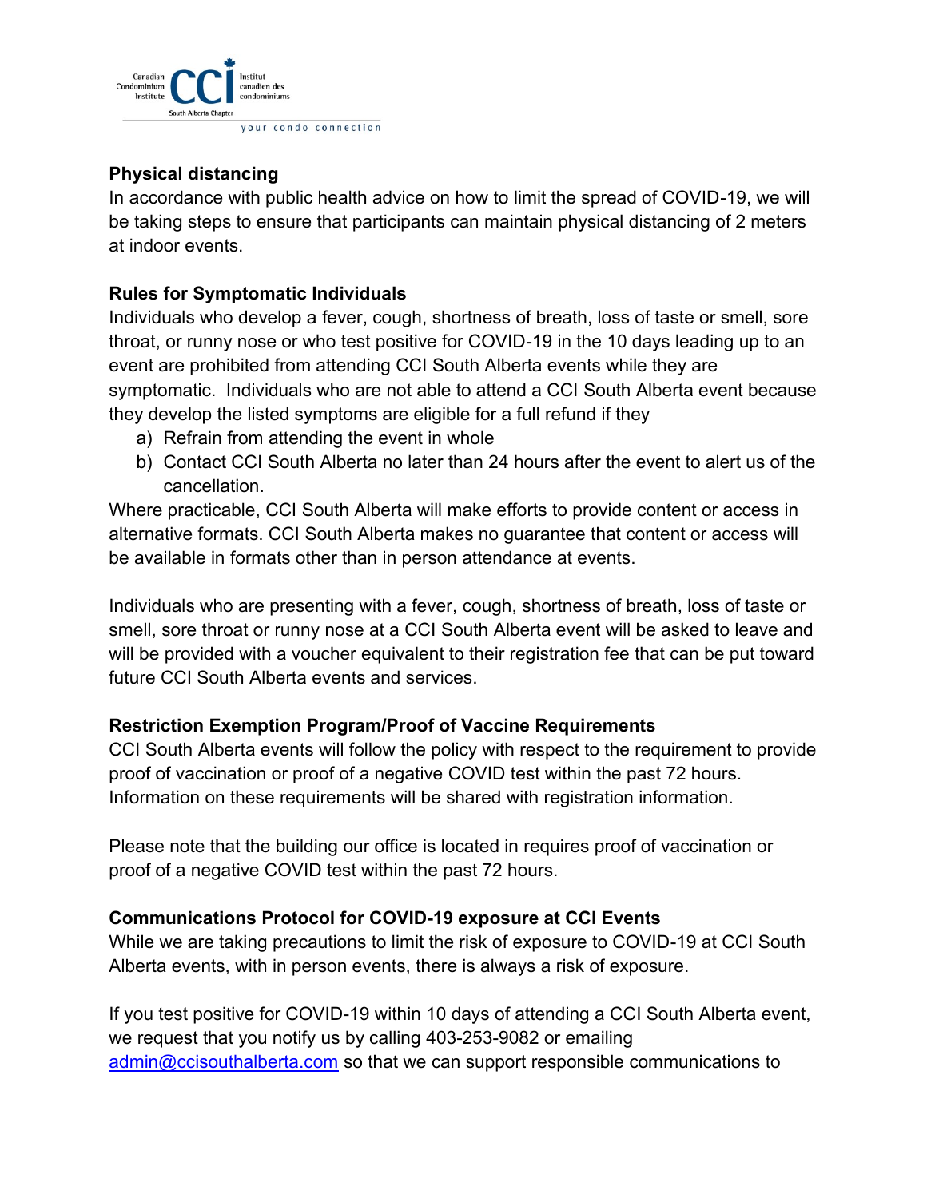**Physical distancing**

In accordance with public health advice on how to limit the spread of COVID-19, we will be taking steps to ensure that participants can maintain physical distancing of 2 meters at indoor events.

**Rules for Symptomatic Individuals**

Individuals who develop a fever, cough, shortness of breath, loss of taste or smell, sore throat, or runny nose or who test positive for COVID-19 in the 10 days leading up to an event are prohibited from attending CCI South Alberta events while they are symptomatic. Individuals who are not able to attend a CCI South Alberta event because they develop the listed symptoms are eligible for a full refund if they

a) Refrain from attending the event in whole
b) Contact CCI South Alberta no later than 24 hours after the event to alert us of the cancellation.

Where practicable, CCI South Alberta will make efforts to provide content or access in alternative formats. CCI South Alberta makes no guarantee that content or access will be available in formats other than in person attendance at events.

Individuals who are presenting with a fever, cough, shortness of breath, loss of taste or smell, sore throat or runny nose at a CCI South Alberta event will be asked to leave and will be provided with a voucher equivalent to their registration fee that can be put toward future CCI South Alberta events and services.

**Restriction Exemption Program/Proof of Vaccine Requirements**

CCI South Alberta events will follow the policy with respect to the requirement to provide proof of vaccination or proof of a negative COVID test within the past 72 hours. Information on these requirements will be shared with registration information.

Please note that the building our office is located in requires proof of vaccination or proof of a negative COVID test within the past 72 hours.

**Communications Protocol for COVID-19 exposure at CCI Events**

While we are taking precautions to limit the risk of exposure to COVID-19 at CCI South Alberta events, with in person events, there is always a risk of exposure.

If you test positive for COVID-19 within 10 days of attending a CCI South Alberta event, we request that you notify us by calling 403-253-9082 or emailing admin@ccisouthalberta.com so that we can support responsible communications to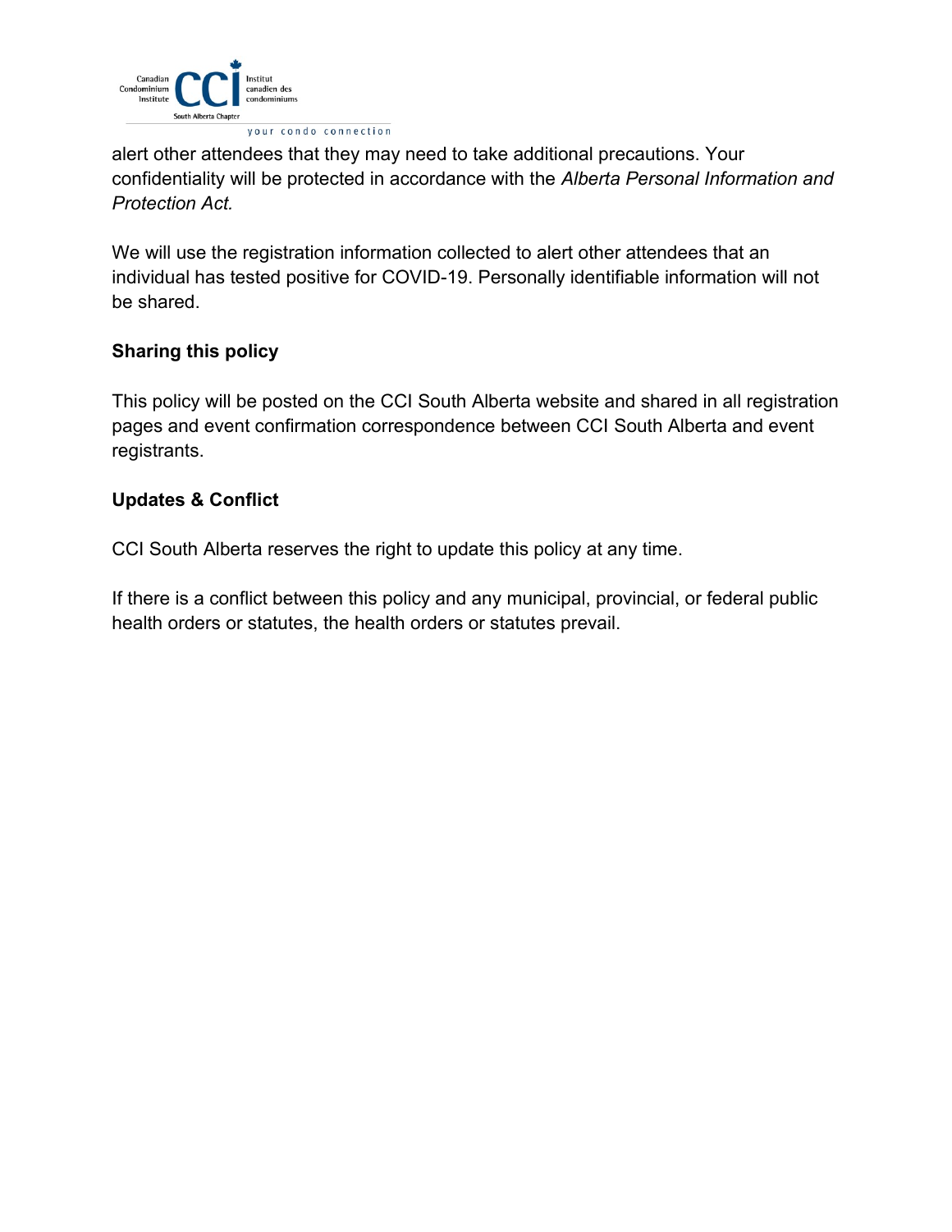alert other attendees that they may need to take additional precautions. Your confidentiality will be protected in accordance with the *Alberta Personal Information and Protection Act.*

We will use the registration information collected to alert other attendees that an individual has tested positive for COVID-19. Personally identifiable information will not be shared.

**Sharing this policy**

This policy will be posted on the CCI South Alberta website and shared in all registration pages and event confirmation correspondence between CCI South Alberta and event registrants.

**Updates & Conflict**

CCI South Alberta reserves the right to update this policy at any time.

If there is a conflict between this policy and any municipal, provincial, or federal public health orders or statutes, the health orders or statutes prevail.